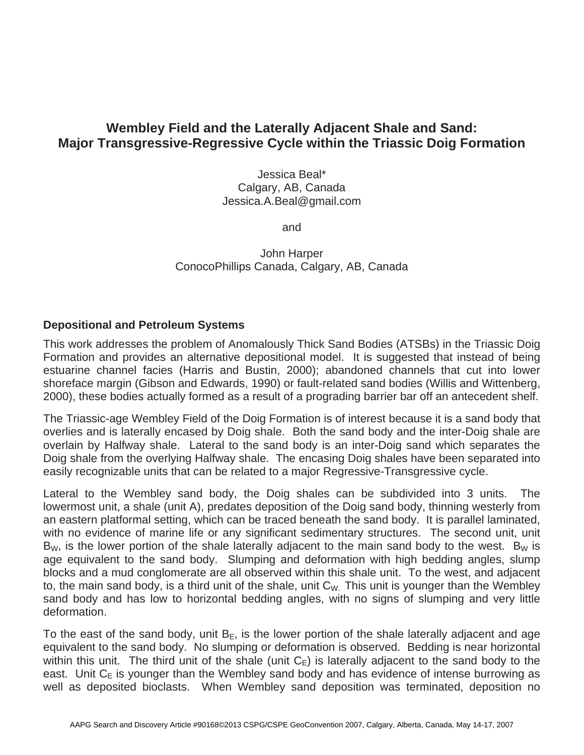# Wembley Field and the Laterally Adjacent Shale and Sand: Major Transgressive-Regressive Cycle within the Triassic Doig Formation

Jessica Beal*
Calgary, AB, Canada
Jessica.A.Beal@gmail.com

and

John Harper
ConocoPhillips Canada, Calgary, AB, Canada

## Depositional and Petroleum Systems

This work addresses the problem of Anomalously Thick Sand Bodies (ATSBs) in the Triassic Doig Formation and provides an alternative depositional model. It is suggested that instead of being estuarine channel facies (Harris and Bustin, 2000); abandoned channels that cut into lower shoreface margin (Gibson and Edwards, 1990) or fault-related sand bodies (Willis and Wittenberg, 2000), these bodies actually formed as a result of a prograding barrier bar off an antecedent shelf.

The Triassic-age Wembley Field of the Doig Formation is of interest because it is a sand body that overlies and is laterally encased by Doig shale. Both the sand body and the inter-Doig shale are overlain by Halfway shale. Lateral to the sand body is an inter-Doig sand which separates the Doig shale from the overlying Halfway shale. The encasing Doig shales have been separated into easily recognizable units that can be related to a major Regressive-Transgressive cycle.

Lateral to the Wembley sand body, the Doig shales can be subdivided into 3 units. The lowermost unit, a shale (unit A), predates deposition of the Doig sand body, thinning westerly from an eastern platformal setting, which can be traced beneath the sand body. It is parallel laminated, with no evidence of marine life or any significant sedimentary structures. The second unit, unit $B_W$, is the lower portion of the shale laterally adjacent to the main sand body to the west. $B_W$ is age equivalent to the sand body. Slumping and deformation with high bedding angles, slump blocks and a mud conglomerate are all observed within this shale unit. To the west, and adjacent to, the main sand body, is a third unit of the shale, unit $C_W$. This unit is younger than the Wembley sand body and has low to horizontal bedding angles, with no signs of slumping and very little deformation.

To the east of the sand body, unit $B_E$, is the lower portion of the shale laterally adjacent and age equivalent to the sand body. No slumping or deformation is observed. Bedding is near horizontal within this unit. The third unit of the shale (unit $C_E$) is laterally adjacent to the sand body to the east. Unit $C_E$ is younger than the Wembley sand body and has evidence of intense burrowing as well as deposited bioclasts. When Wembley sand deposition was terminated, deposition no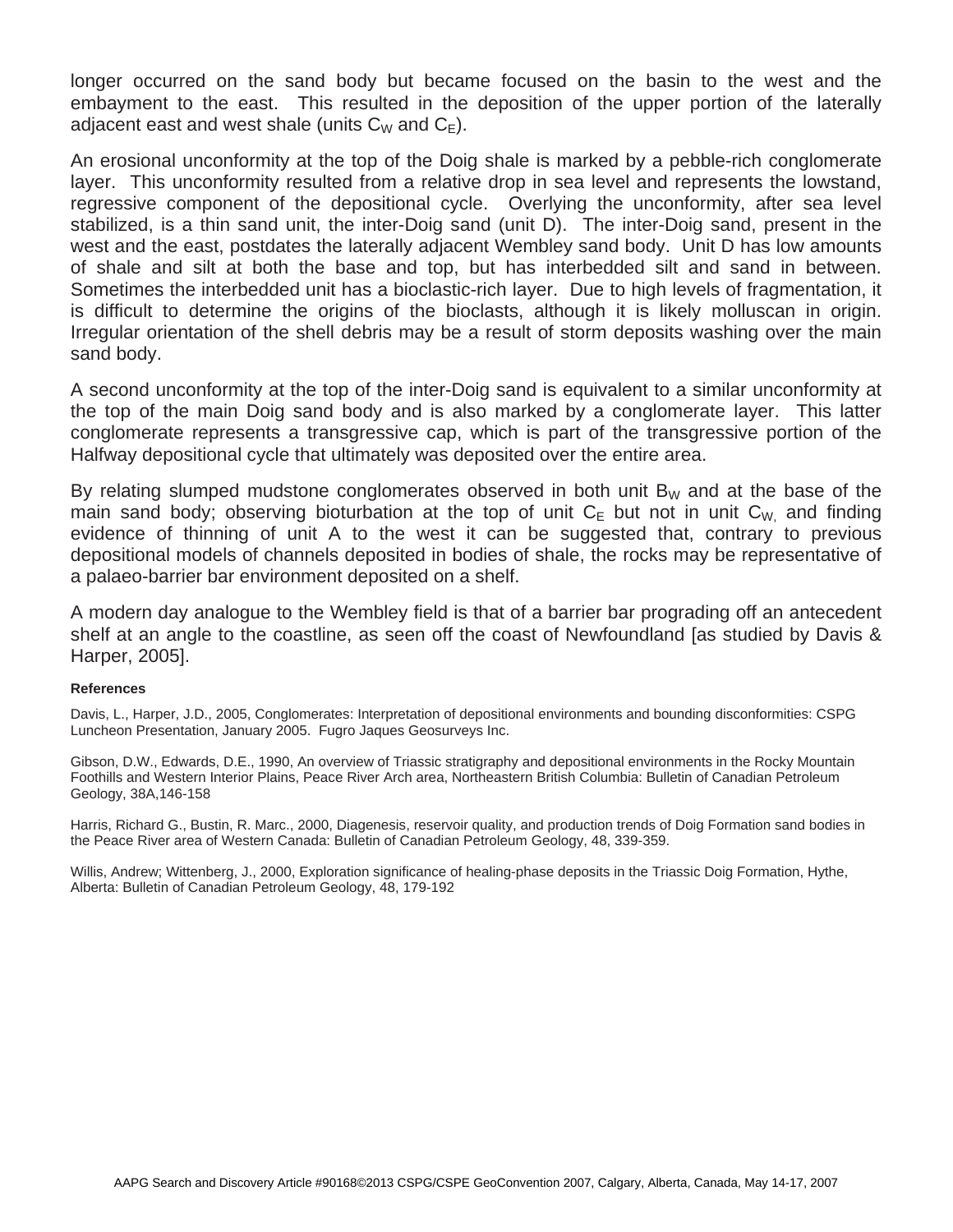longer occurred on the sand body but became focused on the basin to the west and the embayment to the east. This resulted in the deposition of the upper portion of the laterally adjacent east and west shale (units $C_W$ and $C_E$).

An erosional unconformity at the top of the Doig shale is marked by a pebble-rich conglomerate layer. This unconformity resulted from a relative drop in sea level and represents the lowstand, regressive component of the depositional cycle. Overlying the unconformity, after sea level stabilized, is a thin sand unit, the inter-Doig sand (unit D). The inter-Doig sand, present in the west and the east, postdates the laterally adjacent Wembley sand body. Unit D has low amounts of shale and silt at both the base and top, but has interbedded silt and sand in between. Sometimes the interbedded unit has a bioclastic-rich layer. Due to high levels of fragmentation, it is difficult to determine the origins of the bioclasts, although it is likely molluscan in origin. Irregular orientation of the shell debris may be a result of storm deposits washing over the main sand body.

A second unconformity at the top of the inter-Doig sand is equivalent to a similar unconformity at the top of the main Doig sand body and is also marked by a conglomerate layer. This latter conglomerate represents a transgressive cap, which is part of the transgressive portion of the Halfway depositional cycle that ultimately was deposited over the entire area.

By relating slumped mudstone conglomerates observed in both unit $B_W$ and at the base of the main sand body; observing bioturbation at the top of unit $C_E$ but not in unit $C_{W,}$ and finding evidence of thinning of unit A to the west it can be suggested that, contrary to previous depositional models of channels deposited in bodies of shale, the rocks may be representative of a palaeo-barrier bar environment deposited on a shelf.

A modern day analogue to the Wembley field is that of a barrier bar prograding off an antecedent shelf at an angle to the coastline, as seen off the coast of Newfoundland [as studied by Davis & Harper, 2005].

**References**

Davis, L., Harper, J.D., 2005, Conglomerates: Interpretation of depositional environments and bounding disconformities: CSPG Luncheon Presentation, January 2005. Fugro Jaques Geosurveys Inc.

Gibson, D.W., Edwards, D.E., 1990, An overview of Triassic stratigraphy and depositional environments in the Rocky Mountain Foothills and Western Interior Plains, Peace River Arch area, Northeastern British Columbia: Bulletin of Canadian Petroleum Geology, 38A,146-158

Harris, Richard G., Bustin, R. Marc., 2000, Diagenesis, reservoir quality, and production trends of Doig Formation sand bodies in the Peace River area of Western Canada: Bulletin of Canadian Petroleum Geology, 48, 339-359.

Willis, Andrew; Wittenberg, J., 2000, Exploration significance of healing-phase deposits in the Triassic Doig Formation, Hythe, Alberta: Bulletin of Canadian Petroleum Geology, 48, 179-192